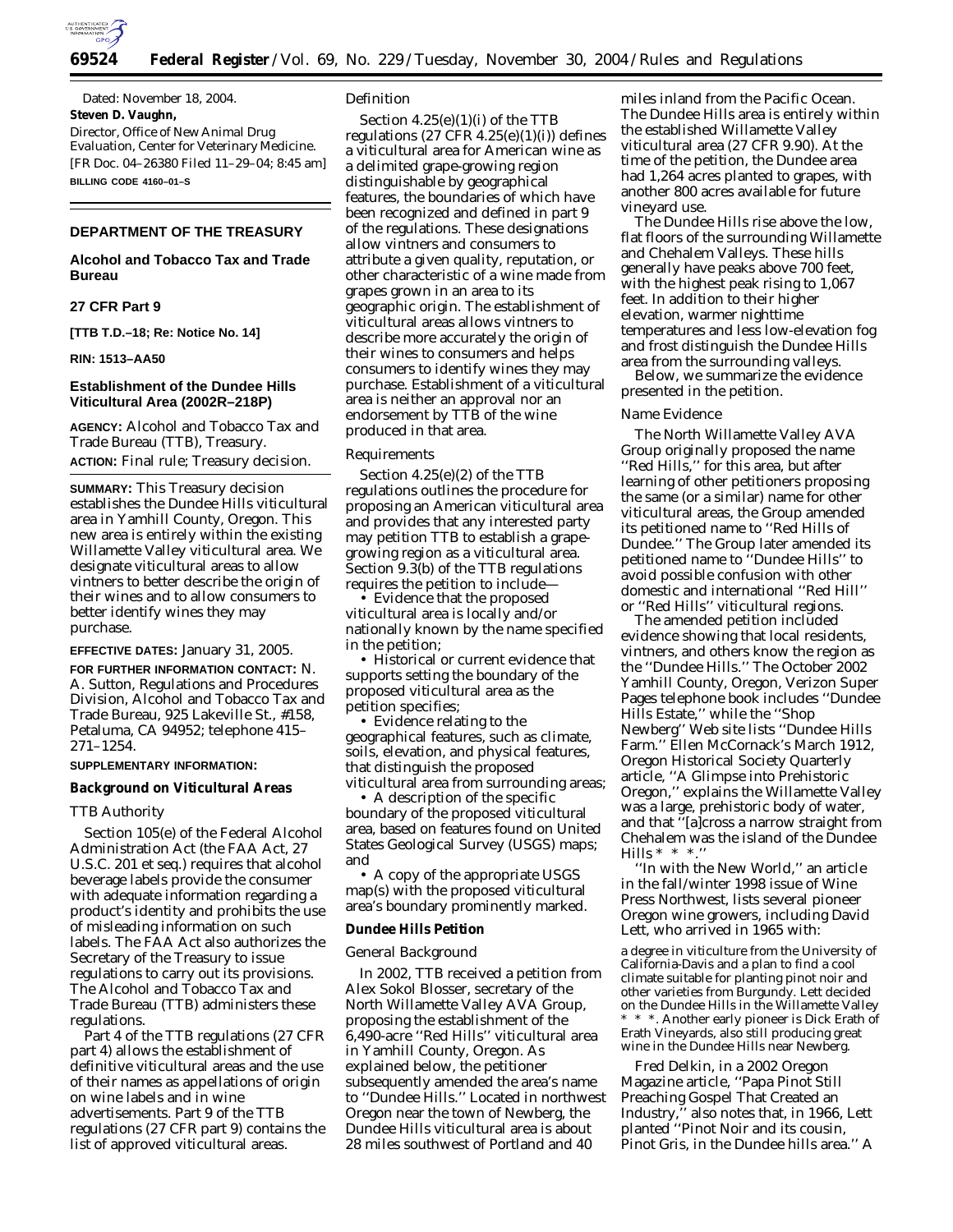Dated: November 18, 2004.

**Steven D. Vaughn,**

*Director, Office of New Animal Drug Evaluation, Center for Veterinary Medicine.*

[FR Doc. 04–26380 Filed 11–29–04; 8:45 am]

**BILLING CODE 4160–01–S**

## DEPARTMENT OF THE TREASURY

## Alcohol and Tobacco Tax and Trade Bureau

### 27 CFR Part 9

**[TTB T.D.–18; Re: Notice No. 14]**

**RIN: 1513–AA50**

### Establishment of the Dundee Hills Viticultural Area (2002R–218P)

**AGENCY:** Alcohol and Tobacco Tax and Trade Bureau (TTB), Treasury.

**ACTION:** Final rule; Treasury decision.

**SUMMARY:** This Treasury decision establishes the Dundee Hills viticultural area in Yamhill County, Oregon. This new area is entirely within the existing Willamette Valley viticultural area. We designate viticultural areas to allow vintners to better describe the origin of their wines and to allow consumers to better identify wines they may purchase.

**EFFECTIVE DATES:** January 31, 2005.

**FOR FURTHER INFORMATION CONTACT:** N. A. Sutton, Regulations and Procedures Division, Alcohol and Tobacco Tax and Trade Bureau, 925 Lakeville St., #158, Petaluma, CA 94952; telephone 415–271–1254.

**SUPPLEMENTARY INFORMATION:**

### Background on Viticultural Areas

*TTB Authority*

Section 105(e) of the Federal Alcohol Administration Act (the FAA Act, 27 U.S.C. 201 et seq.) requires that alcohol beverage labels provide the consumer with adequate information regarding a product's identity and prohibits the use of misleading information on such labels. The FAA Act also authorizes the Secretary of the Treasury to issue regulations to carry out its provisions. The Alcohol and Tobacco Tax and Trade Bureau (TTB) administers these regulations.

Part 4 of the TTB regulations (27 CFR part 4) allows the establishment of definitive viticultural areas and the use of their names as appellations of origin on wine labels and in wine advertisements. Part 9 of the TTB regulations (27 CFR part 9) contains the list of approved viticultural areas.

*Definition*

Section 4.25(e)(1)(i) of the TTB regulations (27 CFR 4.25(e)(1)(i)) defines a viticultural area for American wine as a delimited grape-growing region distinguishable by geographical features, the boundaries of which have been recognized and defined in part 9 of the regulations. These designations allow vintners and consumers to attribute a given quality, reputation, or other characteristic of a wine made from grapes grown in an area to its geographic origin. The establishment of viticultural areas allows vintners to describe more accurately the origin of their wines to consumers and helps consumers to identify wines they may purchase. Establishment of a viticultural area is neither an approval nor an endorsement by TTB of the wine produced in that area.

*Requirements*

Section 4.25(e)(2) of the TTB regulations outlines the procedure for proposing an American viticultural area and provides that any interested party may petition TTB to establish a grape-growing region as a viticultural area. Section 9.3(b) of the TTB regulations requires the petition to include—

- Evidence that the proposed viticultural area is locally and/or nationally known by the name specified in the petition;
- Historical or current evidence that supports setting the boundary of the proposed viticultural area as the petition specifies;
- Evidence relating to the geographical features, such as climate, soils, elevation, and physical features, that distinguish the proposed viticultural area from surrounding areas;
- A description of the specific boundary of the proposed viticultural area, based on features found on United States Geological Survey (USGS) maps; and
- A copy of the appropriate USGS map(s) with the proposed viticultural area's boundary prominently marked.

### Dundee Hills Petition

*General Background*

In 2002, TTB received a petition from Alex Sokol Blosser, secretary of the North Willamette Valley AVA Group, proposing the establishment of the 6,490-acre "Red Hills" viticultural area in Yamhill County, Oregon. As explained below, the petitioner subsequently amended the area's name to "Dundee Hills." Located in northwest Oregon near the town of Newberg, the Dundee Hills viticultural area is about 28 miles southwest of Portland and 40 miles inland from the Pacific Ocean. The Dundee Hills area is entirely within the established Willamette Valley viticultural area (27 CFR 9.90). At the time of the petition, the Dundee area had 1,264 acres planted to grapes, with another 800 acres available for future vineyard use.

The Dundee Hills rise above the low, flat floors of the surrounding Willamette and Chehalem Valleys. These hills generally have peaks above 700 feet, with the highest peak rising to 1,067 feet. In addition to their higher elevation, warmer nighttime temperatures and less low-elevation fog and frost distinguish the Dundee Hills area from the surrounding valleys.

Below, we summarize the evidence presented in the petition.

*Name Evidence*

The North Willamette Valley AVA Group originally proposed the name "Red Hills," for this area, but after learning of other petitioners proposing the same (or a similar) name for other viticultural areas, the Group amended its petitioned name to "Red Hills of Dundee." The Group later amended its petitioned name to "Dundee Hills" to avoid possible confusion with other domestic and international "Red Hill" or "Red Hills" viticultural regions.

The amended petition included evidence showing that local residents, vintners, and others know the region as the "Dundee Hills." The October 2002 Yamhill County, Oregon, Verizon Super Pages telephone book includes "Dundee Hills Estate," while the "Shop Newberg" Web site lists "Dundee Hills Farm." Ellen McCornack's March 1912, Oregon Historical Society Quarterly article, "A Glimpse into Prehistoric Oregon," explains the Willamette Valley was a large, prehistoric body of water, and that "[a]cross a narrow straight from Chehalem was the island of the Dundee Hills * * *."

"In with the New World," an article in the fall/winter 1998 issue of Wine Press Northwest, lists several pioneer Oregon wine growers, including David Lett, who arrived in 1965 with:

> a degree in viticulture from the University of California-Davis and a plan to find a cool climate suitable for planting pinot noir and other varieties from Burgundy. Lett decided on the Dundee Hills in the Willamette Valley * * *. Another early pioneer is Dick Erath of Erath Vineyards, also still producing great wine in the Dundee Hills near Newberg.

Fred Delkin, in a 2002 Oregon Magazine article, "Papa Pinot Still Preaching Gospel That Created an Industry," also notes that, in 1966, Lett planted "Pinot Noir and its cousin, Pinot Gris, in the Dundee hills area." A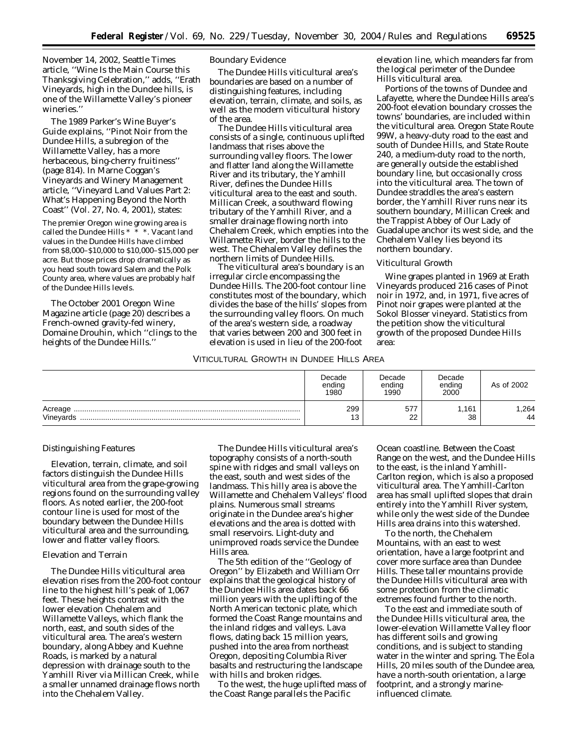November 14, 2002, Seattle Times article, ''Wine Is the Main Course this Thanksgiving Celebration,'' adds, ''Erath Vineyards, high in the Dundee hills, is one of the Willamette Valley's pioneer wineries.''

The 1989 Parker's Wine Buyer's Guide explains, ''Pinot Noir from the Dundee Hills, a subregion of the Willamette Valley, has a more herbaceous, bing-cherry fruitiness'' (page 814). In Marne Coggan's Vineyards and Winery Management article, ''Vineyard Land Values Part 2: What's Happening Beyond the North Coast'' (Vol. 27, No. 4, 2001), states:

> The premier Oregon wine growing area is called the Dundee Hills * * *. Vacant land values in the Dundee Hills have climbed from $8,000–$10,000 to $10,000–$15,000 per acre. But those prices drop dramatically as you head south toward Salem and the Polk County area, where values are probably half of the Dundee Hills levels.

The October 2001 Oregon Wine Magazine article (page 20) describes a French-owned gravity-fed winery, Domaine Drouhin, which ''clings to the heights of the Dundee Hills.''

### Boundary Evidence

The Dundee Hills viticultural area's boundaries are based on a number of distinguishing features, including elevation, terrain, climate, and soils, as well as the modern viticultural history of the area.

The Dundee Hills viticultural area consists of a single, continuous uplifted landmass that rises above the surrounding valley floors. The lower and flatter land along the Willamette River and its tributary, the Yamhill River, defines the Dundee Hills viticultural area to the east and south. Millican Creek, a southward flowing tributary of the Yamhill River, and a smaller drainage flowing north into Chehalem Creek, which empties into the Willamette River, border the hills to the west. The Chehalem Valley defines the northern limits of Dundee Hills.

The viticultural area's boundary is an irregular circle encompassing the Dundee Hills. The 200-foot contour line constitutes most of the boundary, which divides the base of the hills' slopes from the surrounding valley floors. On much of the area's western side, a roadway that varies between 200 and 300 feet in elevation is used in lieu of the 200-foot elevation line, which meanders far from the logical perimeter of the Dundee Hills viticultural area.

Portions of the towns of Dundee and Lafayette, where the Dundee Hills area's 200-foot elevation boundary crosses the towns' boundaries, are included within the viticultural area. Oregon State Route 99W, a heavy-duty road to the east and south of Dundee Hills, and State Route 240, a medium-duty road to the north, are generally outside the established boundary line, but occasionally cross into the viticultural area. The town of Dundee straddles the area's eastern border, the Yamhill River runs near its southern boundary, Millican Creek and the Trappist Abbey of Our Lady of Guadalupe anchor its west side, and the Chehalem Valley lies beyond its northern boundary.

### Viticultural Growth

Wine grapes planted in 1969 at Erath Vineyards produced 216 cases of Pinot noir in 1972, and, in 1971, five acres of Pinot noir grapes were planted at the Sokol Blosser vineyard. Statistics from the petition show the viticultural growth of the proposed Dundee Hills area:

VITICULTURAL GROWTH IN DUNDEE HILLS AREA

| | Decade ending 1980 | Decade ending 1990 | Decade ending 2000 | As of 2002 |
|---|---|---|---|---|
| Acreage | 299 | 577 | 1,161 | 1,264 |
| Vineyards | 13 | 22 | 38 | 44 |

### Distinguishing Features

Elevation, terrain, climate, and soil factors distinguish the Dundee Hills viticultural area from the grape-growing regions found on the surrounding valley floors. As noted earlier, the 200-foot contour line is used for most of the boundary between the Dundee Hills viticultural area and the surrounding, lower and flatter valley floors.

### Elevation and Terrain

The Dundee Hills viticultural area elevation rises from the 200-foot contour line to the highest hill's peak of 1,067 feet. These heights contrast with the lower elevation Chehalem and Willamette Valleys, which flank the north, east, and south sides of the viticultural area. The area's western boundary, along Abbey and Kuehne Roads, is marked by a natural depression with drainage south to the Yamhill River via Millican Creek, while a smaller unnamed drainage flows north into the Chehalem Valley.

The Dundee Hills viticultural area's topography consists of a north-south spine with ridges and small valleys on the east, south and west sides of the landmass. This hilly area is above the Willamette and Chehalem Valleys' flood plains. Numerous small streams originate in the Dundee area's higher elevations and the area is dotted with small reservoirs. Light-duty and unimproved roads service the Dundee Hills area.

The 5th edition of the ''Geology of Oregon'' by Elizabeth and William Orr explains that the geological history of the Dundee Hills area dates back 66 million years with the uplifting of the North American tectonic plate, which formed the Coast Range mountains and the inland ridges and valleys. Lava flows, dating back 15 million years, pushed into the area from northeast Oregon, depositing Columbia River basalts and restructuring the landscape with hills and broken ridges.

To the west, the huge uplifted mass of the Coast Range parallels the Pacific Ocean coastline. Between the Coast Range on the west, and the Dundee Hills to the east, is the inland Yamhill-Carlton region, which is also a proposed viticultural area. The Yamhill-Carlton area has small uplifted slopes that drain entirely into the Yamhill River system, while only the west side of the Dundee Hills area drains into this watershed.

To the north, the Chehalem Mountains, with an east to west orientation, have a large footprint and cover more surface area than Dundee Hills. These taller mountains provide the Dundee Hills viticultural area with some protection from the climatic extremes found further to the north.

To the east and immediate south of the Dundee Hills viticultural area, the lower-elevation Willamette Valley floor has different soils and growing conditions, and is subject to standing water in the winter and spring. The Eola Hills, 20 miles south of the Dundee area, have a north-south orientation, a large footprint, and a strongly marine-influenced climate.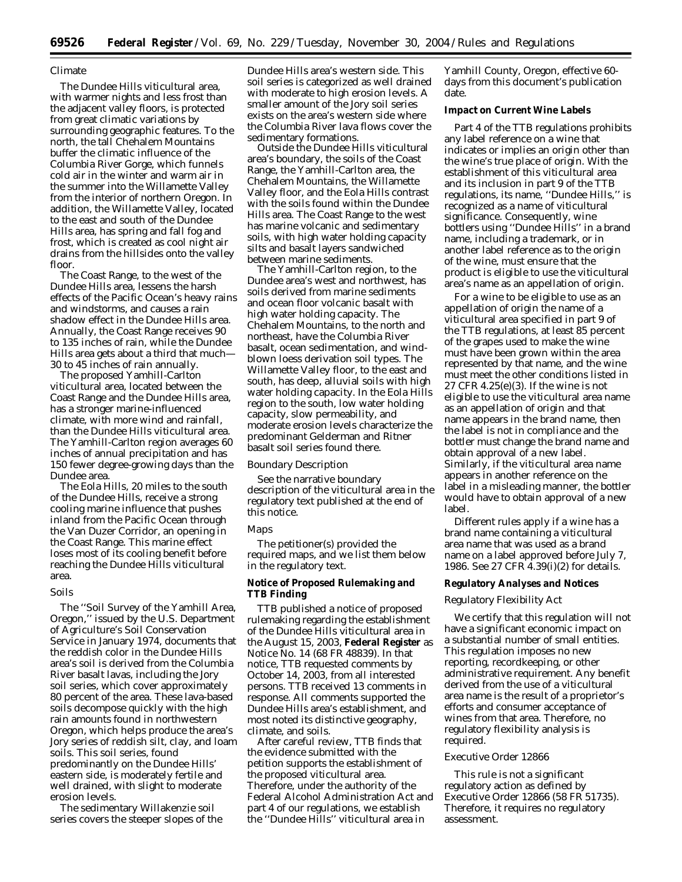### Climate

The Dundee Hills viticultural area, with warmer nights and less frost than the adjacent valley floors, is protected from great climatic variations by surrounding geographic features. To the north, the tall Chehalem Mountains buffer the climatic influence of the Columbia River Gorge, which funnels cold air in the winter and warm air in the summer into the Willamette Valley from the interior of northern Oregon. In addition, the Willamette Valley, located to the east and south of the Dundee Hills area, has spring and fall fog and frost, which is created as cool night air drains from the hillsides onto the valley floor.

The Coast Range, to the west of the Dundee Hills area, lessens the harsh effects of the Pacific Ocean's heavy rains and windstorms, and causes a rain shadow effect in the Dundee Hills area. Annually, the Coast Range receives 90 to 135 inches of rain, while the Dundee Hills area gets about a third that much—30 to 45 inches of rain annually.

The proposed Yamhill-Carlton viticultural area, located between the Coast Range and the Dundee Hills area, has a stronger marine-influenced climate, with more wind and rainfall, than the Dundee Hills viticultural area. The Yamhill-Carlton region averages 60 inches of annual precipitation and has 150 fewer degree-growing days than the Dundee area.

The Eola Hills, 20 miles to the south of the Dundee Hills, receive a strong cooling marine influence that pushes inland from the Pacific Ocean through the Van Duzer Corridor, an opening in the Coast Range. This marine effect loses most of its cooling benefit before reaching the Dundee Hills viticultural area.

### Soils

The "Soil Survey of the Yamhill Area, Oregon," issued by the U.S. Department of Agriculture's Soil Conservation Service in January 1974, documents that the reddish color in the Dundee Hills area's soil is derived from the Columbia River basalt lavas, including the Jory soil series, which cover approximately 80 percent of the area. These lava-based soils decompose quickly with the high rain amounts found in northwestern Oregon, which helps produce the area's Jory series of reddish silt, clay, and loam soils. This soil series, found predominantly on the Dundee Hills' eastern side, is moderately fertile and well drained, with slight to moderate erosion levels.

The sedimentary Willakenzie soil series covers the steeper slopes of the Dundee Hills area's western side. This soil series is categorized as well drained with moderate to high erosion levels. A smaller amount of the Jory soil series exists on the area's western side where the Columbia River lava flows cover the sedimentary formations.

Outside the Dundee Hills viticultural area's boundary, the soils of the Coast Range, the Yamhill-Carlton area, the Chehalem Mountains, the Willamette Valley floor, and the Eola Hills contrast with the soils found within the Dundee Hills area. The Coast Range to the west has marine volcanic and sedimentary soils, with high water holding capacity silts and basalt layers sandwiched between marine sediments.

The Yamhill-Carlton region, to the Dundee area's west and northwest, has soils derived from marine sediments and ocean floor volcanic basalt with high water holding capacity. The Chehalem Mountains, to the north and northeast, have the Columbia River basalt, ocean sedimentation, and wind-blown loess derivation soil types. The Willamette Valley floor, to the east and south, has deep, alluvial soils with high water holding capacity. In the Eola Hills region to the south, low water holding capacity, slow permeability, and moderate erosion levels characterize the predominant Gelderman and Ritner basalt soil series found there.

### Boundary Description

See the narrative boundary description of the viticultural area in the regulatory text published at the end of this notice.

### Maps

The petitioner(s) provided the required maps, and we list them below in the regulatory text.

## Notice of Proposed Rulemaking and TTB Finding

TTB published a notice of proposed rulemaking regarding the establishment of the Dundee Hills viticultural area in the August 15, 2003, **Federal Register** as Notice No. 14 (68 FR 48839). In that notice, TTB requested comments by October 14, 2003, from all interested persons. TTB received 13 comments in response. All comments supported the Dundee Hills area's establishment, and most noted its distinctive geography, climate, and soils.

After careful review, TTB finds that the evidence submitted with the petition supports the establishment of the proposed viticultural area. Therefore, under the authority of the Federal Alcohol Administration Act and part 4 of our regulations, we establish the "Dundee Hills" viticultural area in Yamhill County, Oregon, effective 60-days from this document's publication date.

## Impact on Current Wine Labels

Part 4 of the TTB regulations prohibits any label reference on a wine that indicates or implies an origin other than the wine's true place of origin. With the establishment of this viticultural area and its inclusion in part 9 of the TTB regulations, its name, "Dundee Hills," is recognized as a name of viticultural significance. Consequently, wine bottlers using "Dundee Hills" in a brand name, including a trademark, or in another label reference as to the origin of the wine, must ensure that the product is eligible to use the viticultural area's name as an appellation of origin.

For a wine to be eligible to use as an appellation of origin the name of a viticultural area specified in part 9 of the TTB regulations, at least 85 percent of the grapes used to make the wine must have been grown within the area represented by that name, and the wine must meet the other conditions listed in 27 CFR 4.25(e)(3). If the wine is not eligible to use the viticultural area name as an appellation of origin and that name appears in the brand name, then the label is not in compliance and the bottler must change the brand name and obtain approval of a new label. Similarly, if the viticultural area name appears in another reference on the label in a misleading manner, the bottler would have to obtain approval of a new label.

Different rules apply if a wine has a brand name containing a viticultural area name that was used as a brand name on a label approved before July 7, 1986. See 27 CFR 4.39(i)(2) for details.

## Regulatory Analyses and Notices

### Regulatory Flexibility Act

We certify that this regulation will not have a significant economic impact on a substantial number of small entities. This regulation imposes no new reporting, recordkeeping, or other administrative requirement. Any benefit derived from the use of a viticultural area name is the result of a proprietor's efforts and consumer acceptance of wines from that area. Therefore, no regulatory flexibility analysis is required.

### Executive Order 12866

This rule is not a significant regulatory action as defined by Executive Order 12866 (58 FR 51735). Therefore, it requires no regulatory assessment.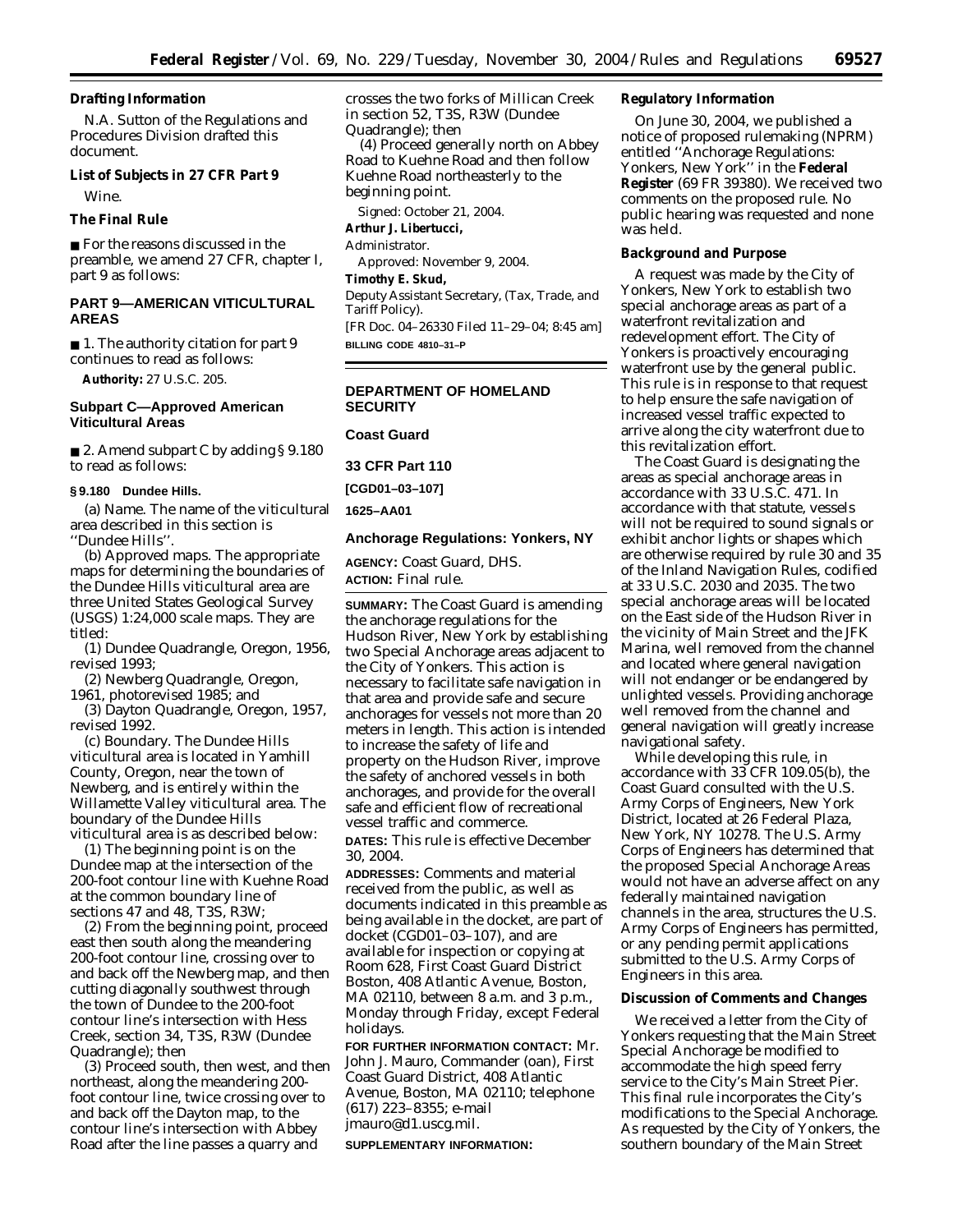**Drafting Information**

N.A. Sutton of the Regulations and Procedures Division drafted this document.

**List of Subjects in 27 CFR Part 9**

Wine.

**The Final Rule**

■ For the reasons discussed in the preamble, we amend 27 CFR, chapter I, part 9 as follows:

## PART 9—AMERICAN VITICULTURAL AREAS

■ 1. The authority citation for part 9 continues to read as follows:

**Authority:** 27 U.S.C. 205.

### Subpart C—Approved American Viticultural Areas

■ 2. Amend subpart C by adding § 9.180 to read as follows:

**§ 9.180 Dundee Hills.**

(a) *Name.* The name of the viticultural area described in this section is ''Dundee Hills''.

(b) *Approved maps.* The appropriate maps for determining the boundaries of the Dundee Hills viticultural area are three United States Geological Survey (USGS) 1:24,000 scale maps. They are titled:

(1) Dundee Quadrangle, Oregon, 1956, revised 1993;

(2) Newberg Quadrangle, Oregon, 1961, photorevised 1985; and

(3) Dayton Quadrangle, Oregon, 1957, revised 1992.

(c) *Boundary.* The Dundee Hills viticultural area is located in Yamhill County, Oregon, near the town of Newberg, and is entirely within the Willamette Valley viticultural area. The boundary of the Dundee Hills viticultural area is as described below:

(1) The beginning point is on the Dundee map at the intersection of the 200-foot contour line with Kuehne Road at the common boundary line of sections 47 and 48, T3S, R3W;

(2) From the beginning point, proceed east then south along the meandering 200-foot contour line, crossing over to and back off the Newberg map, and then cutting diagonally southwest through the town of Dundee to the 200-foot contour line's intersection with Hess Creek, section 34, T3S, R3W (Dundee Quadrangle); then

(3) Proceed south, then west, and then northeast, along the meandering 200-foot contour line, twice crossing over to and back off the Dayton map, to the contour line's intersection with Abbey Road after the line passes a quarry and crosses the two forks of Millican Creek in section 52, T3S, R3W (Dundee Quadrangle); then

(4) Proceed generally north on Abbey Road to Kuehne Road and then follow Kuehne Road northeasterly to the beginning point.

Signed: October 21, 2004.

**Arthur J. Libertucci,**

*Administrator.*

Approved: November 9, 2004.

**Timothy E. Skud,**

*Deputy Assistant Secretary, (Tax, Trade, and Tariff Policy).*

[FR Doc. 04–26330 Filed 11–29–04; 8:45 am]

**BILLING CODE 4810–31–P**

---

## DEPARTMENT OF HOMELAND SECURITY

### Coast Guard

### 33 CFR Part 110

**[CGD01–03–107]**

**1625–AA01**

### Anchorage Regulations: Yonkers, NY

**AGENCY:** Coast Guard, DHS.

**ACTION:** Final rule.

**SUMMARY:** The Coast Guard is amending the anchorage regulations for the Hudson River, New York by establishing two Special Anchorage areas adjacent to the City of Yonkers. This action is necessary to facilitate safe navigation in that area and provide safe and secure anchorages for vessels not more than 20 meters in length. This action is intended to increase the safety of life and property on the Hudson River, improve the safety of anchored vessels in both anchorages, and provide for the overall safe and efficient flow of recreational vessel traffic and commerce.

**DATES:** This rule is effective December 30, 2004.

**ADDRESSES:** Comments and material received from the public, as well as documents indicated in this preamble as being available in the docket, are part of docket (CGD01–03–107), and are available for inspection or copying at Room 628, First Coast Guard District Boston, 408 Atlantic Avenue, Boston, MA 02110, between 8 a.m. and 3 p.m., Monday through Friday, except Federal holidays.

**FOR FURTHER INFORMATION CONTACT:** Mr. John J. Mauro, Commander (oan), First Coast Guard District, 408 Atlantic Avenue, Boston, MA 02110; telephone (617) 223–8355; e-mail jmauro@d1.uscg.mil.

**SUPPLEMENTARY INFORMATION:**

**Regulatory Information**

On June 30, 2004, we published a notice of proposed rulemaking (NPRM) entitled ''Anchorage Regulations: Yonkers, New York'' in the **Federal Register** (69 FR 39380). We received two comments on the proposed rule. No public hearing was requested and none was held.

**Background and Purpose**

A request was made by the City of Yonkers, New York to establish two special anchorage areas as part of a waterfront revitalization and redevelopment effort. The City of Yonkers is proactively encouraging waterfront use by the general public. This rule is in response to that request to help ensure the safe navigation of increased vessel traffic expected to arrive along the city waterfront due to this revitalization effort.

The Coast Guard is designating the areas as special anchorage areas in accordance with 33 U.S.C. 471. In accordance with that statute, vessels will not be required to sound signals or exhibit anchor lights or shapes which are otherwise required by rule 30 and 35 of the Inland Navigation Rules, codified at 33 U.S.C. 2030 and 2035. The two special anchorage areas will be located on the East side of the Hudson River in the vicinity of Main Street and the JFK Marina, well removed from the channel and located where general navigation will not endanger or be endangered by unlighted vessels. Providing anchorage well removed from the channel and general navigation will greatly increase navigational safety.

While developing this rule, in accordance with 33 CFR 109.05(b), the Coast Guard consulted with the U.S. Army Corps of Engineers, New York District, located at 26 Federal Plaza, New York, NY 10278. The U.S. Army Corps of Engineers has determined that the proposed Special Anchorage Areas would not have an adverse affect on any federally maintained navigation channels in the area, structures the U.S. Army Corps of Engineers has permitted, or any pending permit applications submitted to the U.S. Army Corps of Engineers in this area.

**Discussion of Comments and Changes**

We received a letter from the City of Yonkers requesting that the Main Street Special Anchorage be modified to accommodate the high speed ferry service to the City's Main Street Pier. This final rule incorporates the City's modifications to the Special Anchorage. As requested by the City of Yonkers, the southern boundary of the Main Street